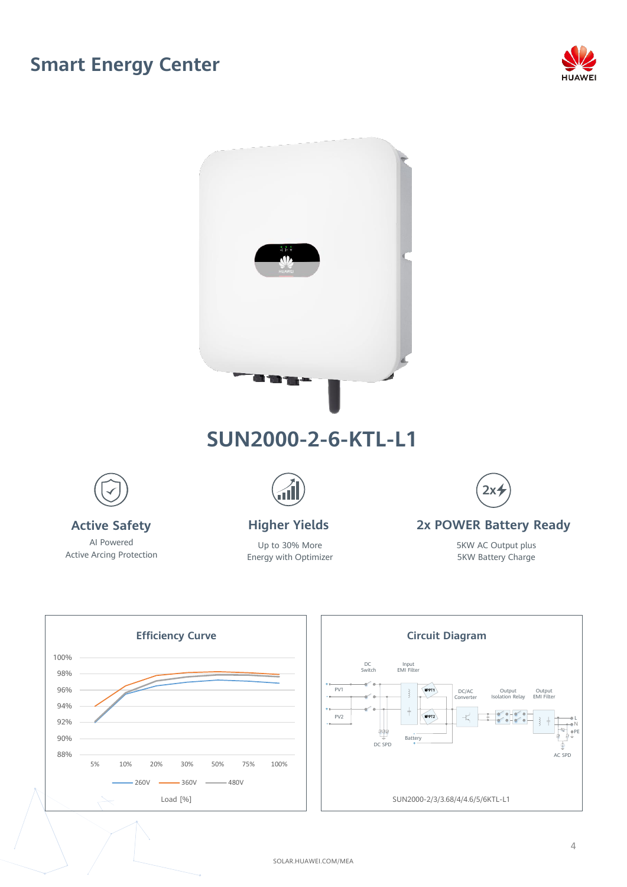# Smart Energy Center

## SUN2000-2-6-KTL-L1

### Active Safety

AI Powered
Active Arcing Protection

### Higher Yields

Up to 30% More
Energy with Optimizer

### 2x POWER Battery Ready

5KW AC Output plus
5KW Battery Charge

### Efficiency Curve

100%
98%
96%
94%
92%
90%
88%

5% 10% 20% 30% 50% 75% 100%

260V 360V 480V

Load [%]

### Circuit Diagram

DC Switch
Input EMI Filter
PV1
PV2
MPPT1
MPPT2
DC/AC Converter
Output Isolation Relay
Output EMI Filter
Battery
DC SPD
AC SPD
L
N
PE

SUN2000-2/3/3.68/4/4.6/5/6KTL-L1

SOLAR.HUAWEI.COM/MEA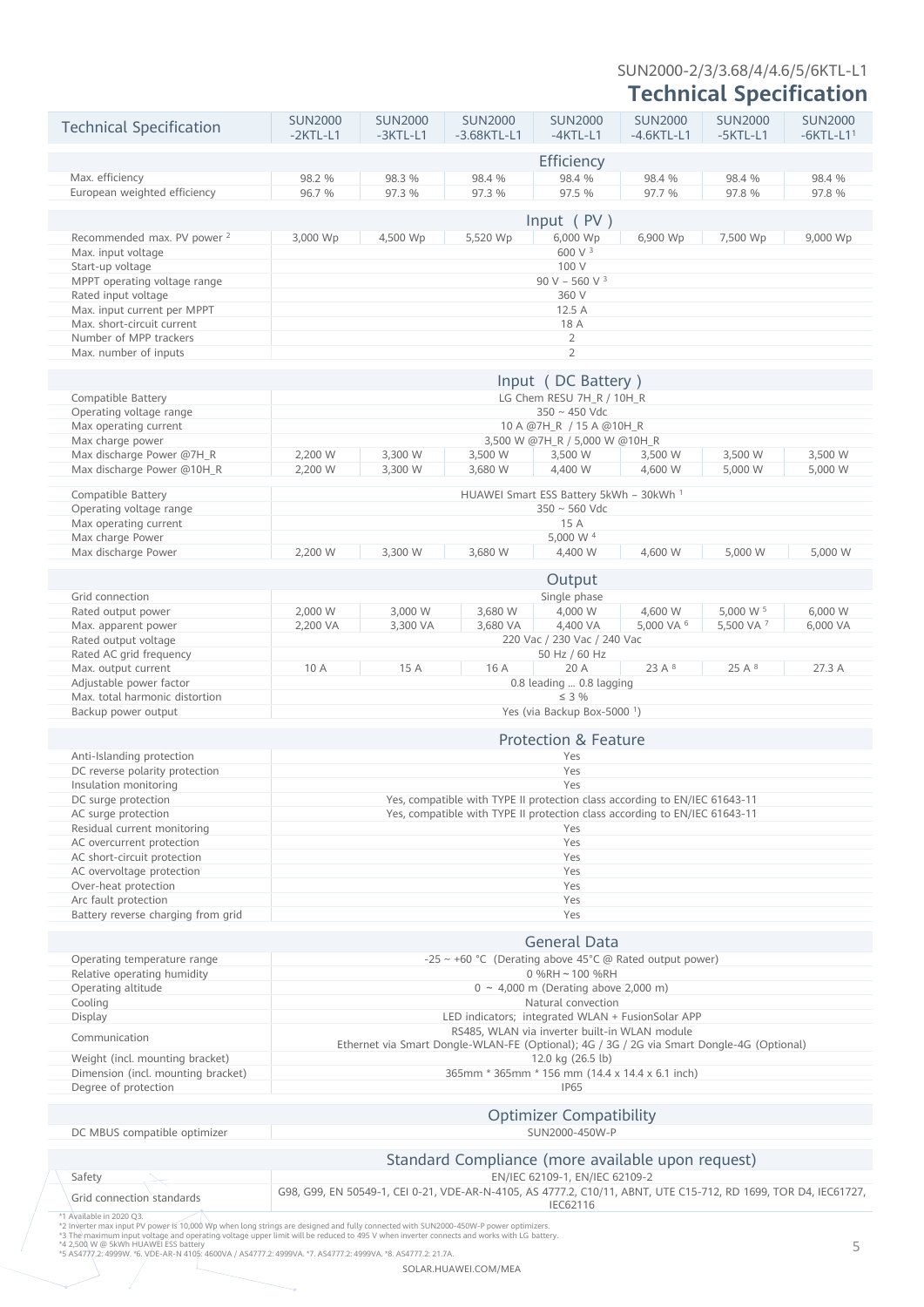SUN2000-2/3/3.68/4/4.6/5/6KTL-L1

# Technical Specification

| Technical Specification | SUN2000 -2KTL-L1 | SUN2000 -3KTL-L1 | SUN2000 -3.68KTL-L1 | SUN2000 -4KTL-L1 | SUN2000 -4.6KTL-L1 | SUN2000 -5KTL-L1 | SUN2000 -6KTL-L1[1] |
|---|---|---|---|---|---|---|---|
| **Efficiency** | | | | | | | |
| Max. efficiency | 98.2 % | 98.3 % | 98.4 % | 98.4 % | 98.4 % | 98.4 % | 98.4 % |
| European weighted efficiency | 96.7 % | 97.3 % | 97.3 % | 97.5 % | 97.7 % | 97.8 % | 97.8 % |
| **Input (PV)** | | | | | | | |
| Recommended max. PV power [2] | 3,000 Wp | 4,500 Wp | 5,520 Wp | 6,000 Wp | 6,900 Wp | 7,500 Wp | 9,000 Wp |
| Max. input voltage | 600 V [3] | | | | | | |
| Start-up voltage | 100 V | | | | | | |
| MPPT operating voltage range | 90 V – 560 V [3] | | | | | | |
| Rated input voltage | 360 V | | | | | | |
| Max. input current per MPPT | 12.5 A | | | | | | |
| Max. short-circuit current | 18 A | | | | | | |
| Number of MPP trackers | 2 | | | | | | |
| Max. number of inputs | 2 | | | | | | |
| **Input (DC Battery)** | | | | | | | |
| Compatible Battery | LG Chem RESU 7H_R / 10H_R | | | | | | |
| Operating voltage range | 350 ~ 450 Vdc | | | | | | |
| Max operating current | 10 A @7H_R / 15 A @10H_R | | | | | | |
| Max charge power | 3,500 W @7H_R / 5,000 W @10H_R | | | | | | |
| Max discharge Power @7H_R | 2,200 W | 3,300 W | 3,500 W | 3,500 W | 3,500 W | 3,500 W | 3,500 W |
| Max discharge Power @10H_R | 2,200 W | 3,300 W | 3,680 W | 4,400 W | 4,600 W | 5,000 W | 5,000 W |
| Compatible Battery | HUAWEI Smart ESS Battery 5kWh – 30kWh [1] | | | | | | |
| Operating voltage range | 350 ~ 560 Vdc | | | | | | |
| Max operating current | 15 A | | | | | | |
| Max charge Power | 5,000 W [4] | | | | | | |
| Max discharge Power | 2,200 W | 3,300 W | 3,680 W | 4,400 W | 4,600 W | 5,000 W | 5,000 W |
| **Output** | | | | | | | |
| Grid connection | Single phase | | | | | | |
| Rated output power | 2,000 W | 3,000 W | 3,680 W | 4,000 W | 4,600 W | 5,000 W [5] | 6,000 W |
| Max. apparent power | 2,200 VA | 3,300 VA | 3,680 VA | 4,400 VA | 5,000 VA [6] | 5,500 VA [7] | 6,000 VA |
| Rated output voltage | 220 Vac / 230 Vac / 240 Vac | | | | | | |
| Rated AC grid frequency | 50 Hz / 60 Hz | | | | | | |
| Max. output current | 10 A | 15 A | 16 A | 20 A | 23 A [8] | 25 A [8] | 27.3 A |
| Adjustable power factor | 0.8 leading ... 0.8 lagging | | | | | | |
| Max. total harmonic distortion | ≤ 3 % | | | | | | |
| Backup power output | Yes (via Backup Box-5000 [1]) | | | | | | |
| **Protection & Feature** | | | | | | | |
| Anti-Islanding protection | Yes | | | | | | |
| DC reverse polarity protection | Yes | | | | | | |
| Insulation monitoring | Yes | | | | | | |
| DC surge protection | Yes, compatible with TYPE II protection class according to EN/IEC 61643-11 | | | | | | |
| AC surge protection | Yes, compatible with TYPE II protection class according to EN/IEC 61643-11 | | | | | | |
| Residual current monitoring | Yes | | | | | | |
| AC overcurrent protection | Yes | | | | | | |
| AC short-circuit protection | Yes | | | | | | |
| AC overvoltage protection | Yes | | | | | | |
| Over-heat protection | Yes | | | | | | |
| Arc fault protection | Yes | | | | | | |
| Battery reverse charging from grid | Yes | | | | | | |
| **General Data** | | | | | | | |
| Operating temperature range | -25 ~ +60 °C (Derating above 45°C @ Rated output power) | | | | | | |
| Relative operating humidity | 0 %RH ~ 100 %RH | | | | | | |
| Operating altitude | 0 ~ 4,000 m (Derating above 2,000 m) | | | | | | |
| Cooling | Natural convection | | | | | | |
| Display | LED indicators; integrated WLAN + FusionSolar APP | | | | | | |
| Communication | RS485, WLAN via inverter built-in WLAN module; Ethernet via Smart Dongle-WLAN-FE (Optional); 4G / 3G / 2G via Smart Dongle-4G (Optional) | | | | | | |
| Weight (incl. mounting bracket) | 12.0 kg (26.5 lb) | | | | | | |
| Dimension (incl. mounting bracket) | 365mm * 365mm * 156 mm (14.4 x 14.4 x 6.1 inch) | | | | | | |
| Degree of protection | IP65 | | | | | | |
| **Optimizer Compatibility** | | | | | | | |
| DC MBUS compatible optimizer | SUN2000-450W-P | | | | | | |
| **Standard Compliance (more available upon request)** | | | | | | | |
| Safety | EN/IEC 62109-1, EN/IEC 62109-2 | | | | | | |
| Grid connection standards | G98, G99, EN 50549-1, CEI 0-21, VDE-AR-N-4105, AS 4777.2, C10/11, ABNT, UTE C15-712, RD 1699, TOR D4, IEC61727, IEC62116 | | | | | | |

*1 Available in 2020 Q3.
*2 Inverter max input PV power is 10,000 Wp when long strings are designed and fully connected with SUN2000-450W-P power optimizers.
*3 The maximum input voltage and operating voltage upper limit will be reduced to 495 V when inverter connects and works with LG battery.
*4 2,500 W @ 5kWh HUAWEI ESS battery
*5 AS4777.2: 4999W. *6. VDE-AR-N 4105: 4600VA / AS4777.2: 4999VA. *7. AS4777.2: 4999VA. *8. AS4777.2: 21.7A.

SOLAR.HUAWEI.COM/MEA